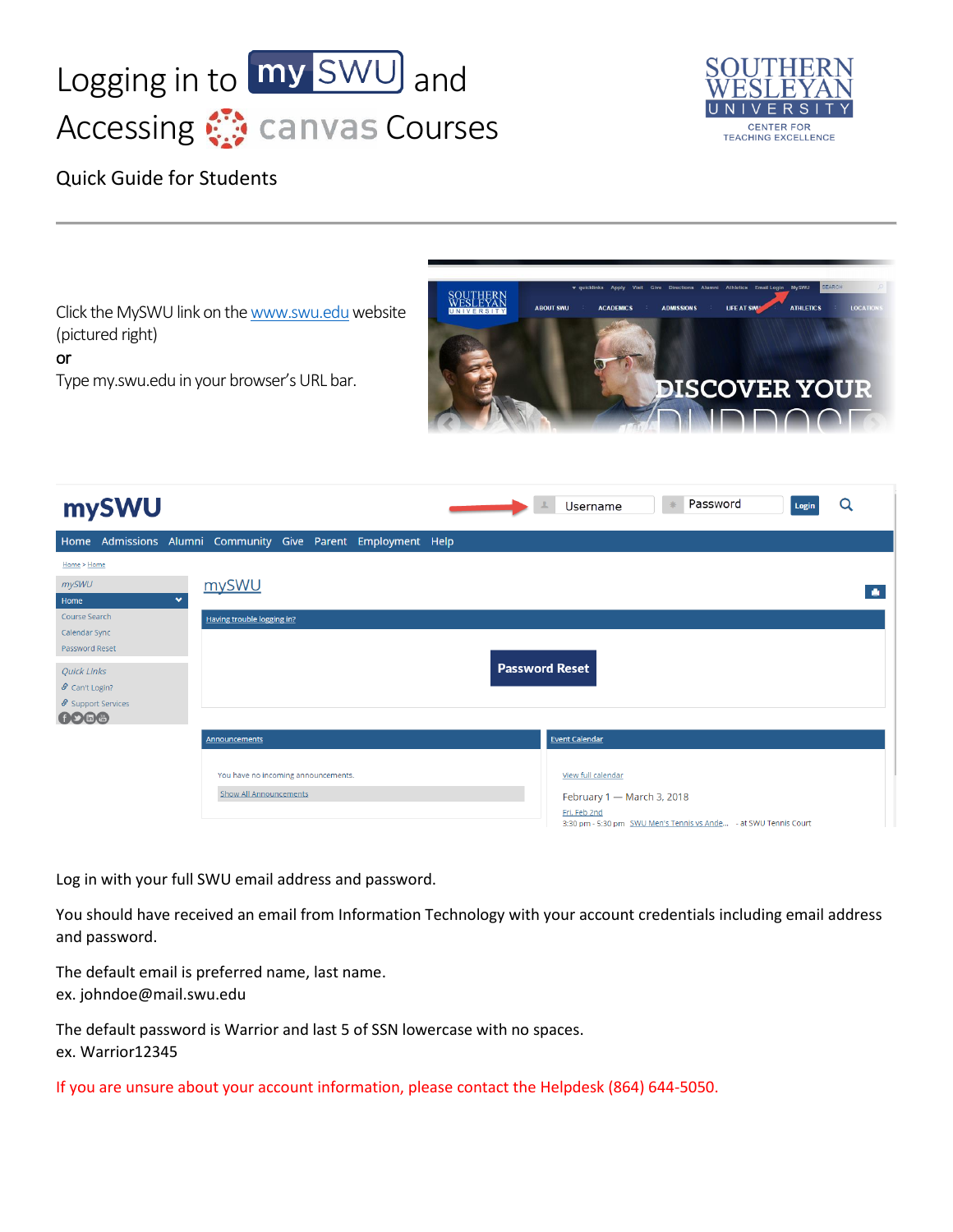# Logging in to mySWU and Accessing canvas Courses

Quick Guide for Students

SOUTHERN WESLEYAN UNIVERSITY
CENTER FOR TEACHING EXCELLENCE

---

Click the MySWU link on the [www.swu.edu](http://www.swu.edu) website (pictured right)

or

Type my.swu.edu in your browser's URL bar.

Log in with your full SWU email address and password.

You should have received an email from Information Technology with your account credentials including email address and password.

The default email is preferred name, last name.
ex. johndoe@mail.swu.edu

The default password is Warrior and last 5 of SSN lowercase with no spaces.
ex. Warrior12345

If you are unsure about your account information, please contact the Helpdesk (864) 644-5050.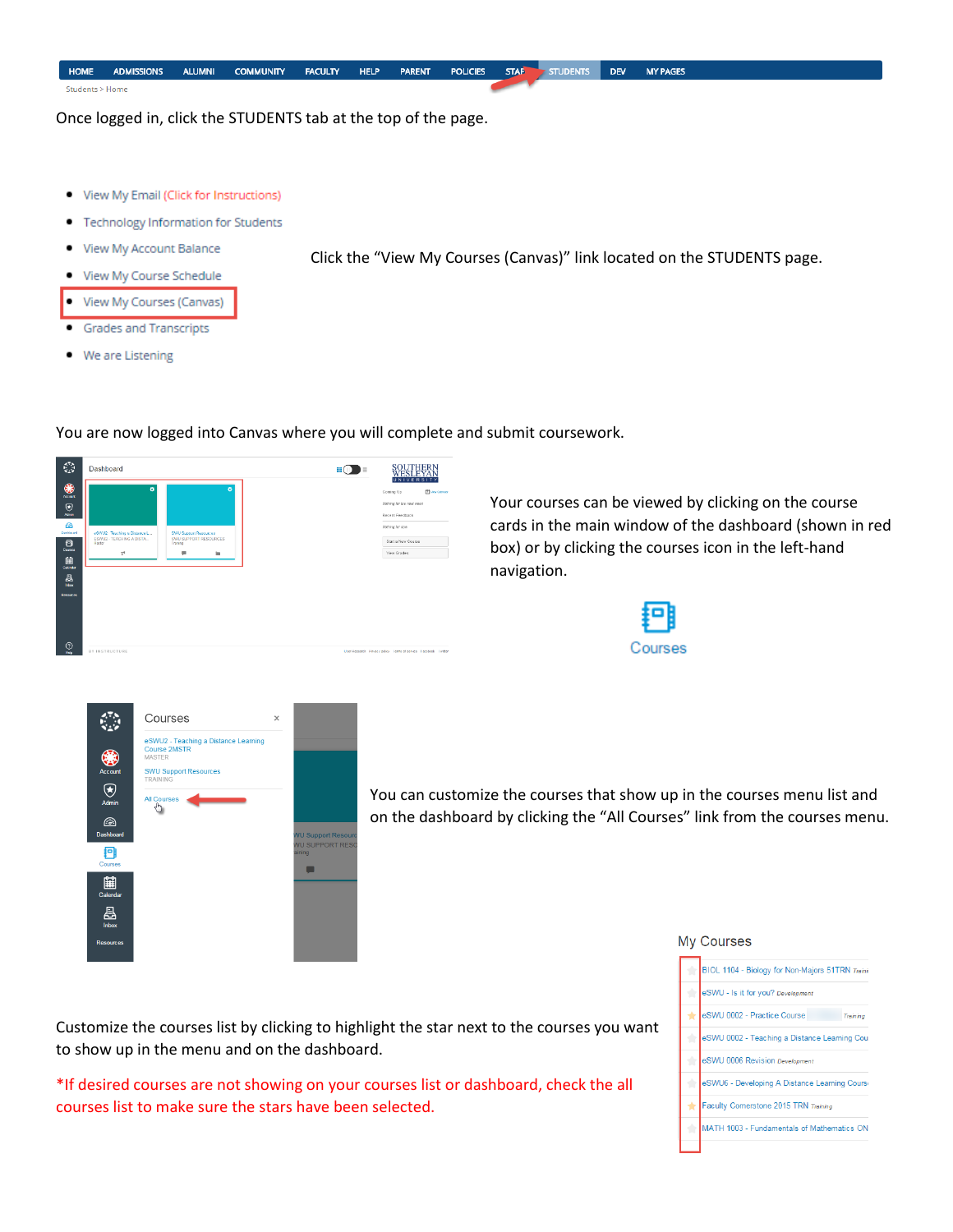Once logged in, click the STUDENTS tab at the top of the page.

- View My Email (Click for Instructions)
- Technology Information for Students
- View My Account Balance
- View My Course Schedule
- View My Courses (Canvas)
- Grades and Transcripts
- We are Listening

Click the "View My Courses (Canvas)" link located on the STUDENTS page.

You are now logged into Canvas where you will complete and submit coursework.

Your courses can be viewed by clicking on the course cards in the main window of the dashboard (shown in red box) or by clicking the courses icon in the left-hand navigation.

You can customize the courses that show up in the courses menu list and on the dashboard by clicking the "All Courses" link from the courses menu.

Customize the courses list by clicking to highlight the star next to the courses you want to show up in the menu and on the dashboard.

*If desired courses are not showing on your courses list or dashboard, check the all courses list to make sure the stars have been selected.